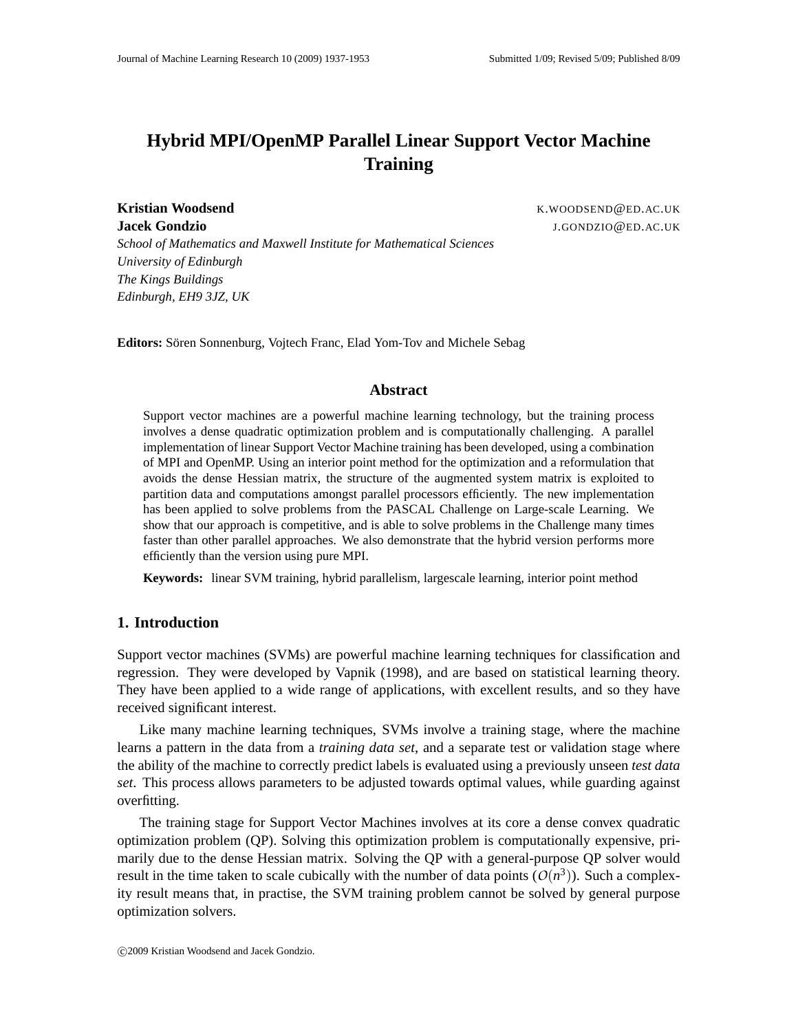# Hybrid MPI/OpenMP Parallel Linear Support Vector Machine Training

**Kristian Woodsend** K.WOODSEND@ED.AC.UK
**Jacek Gondzio** J.GONDZIO@ED.AC.UK
*School of Mathematics and Maxwell Institute for Mathematical Sciences*
*University of Edinburgh*
*The Kings Buildings*
*Edinburgh, EH9 3JZ, UK*

**Editors:** Sören Sonnenburg, Vojtech Franc, Elad Yom-Tov and Michele Sebag

## Abstract

Support vector machines are a powerful machine learning technology, but the training process involves a dense quadratic optimization problem and is computationally challenging. A parallel implementation of linear Support Vector Machine training has been developed, using a combination of MPI and OpenMP. Using an interior point method for the optimization and a reformulation that avoids the dense Hessian matrix, the structure of the augmented system matrix is exploited to partition data and computations amongst parallel processors efficiently. The new implementation has been applied to solve problems from the PASCAL Challenge on Large-scale Learning. We show that our approach is competitive, and is able to solve problems in the Challenge many times faster than other parallel approaches. We also demonstrate that the hybrid version performs more efficiently than the version using pure MPI.

**Keywords:** linear SVM training, hybrid parallelism, largescale learning, interior point method

## 1. Introduction

Support vector machines (SVMs) are powerful machine learning techniques for classification and regression. They were developed by Vapnik (1998), and are based on statistical learning theory. They have been applied to a wide range of applications, with excellent results, and so they have received significant interest.

Like many machine learning techniques, SVMs involve a training stage, where the machine learns a pattern in the data from a *training data set*, and a separate test or validation stage where the ability of the machine to correctly predict labels is evaluated using a previously unseen *test data set*. This process allows parameters to be adjusted towards optimal values, while guarding against overfitting.

The training stage for Support Vector Machines involves at its core a dense convex quadratic optimization problem (QP). Solving this optimization problem is computationally expensive, primarily due to the dense Hessian matrix. Solving the QP with a general-purpose QP solver would result in the time taken to scale cubically with the number of data points ($O(n^3)$). Such a complexity result means that, in practise, the SVM training problem cannot be solved by general purpose optimization solvers.

©2009 Kristian Woodsend and Jacek Gondzio.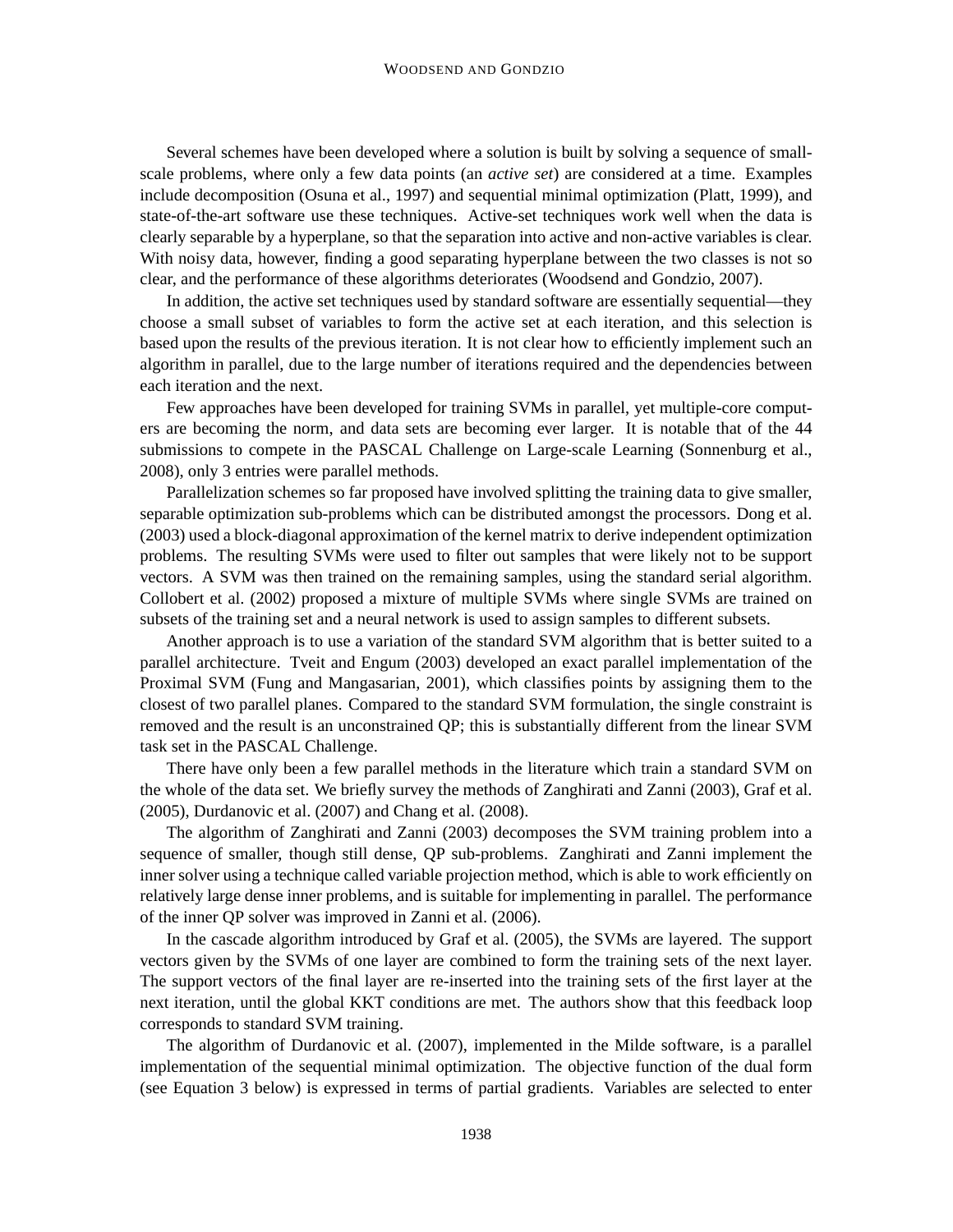Several schemes have been developed where a solution is built by solving a sequence of small-scale problems, where only a few data points (an *active set*) are considered at a time. Examples include decomposition (Osuna et al., 1997) and sequential minimal optimization (Platt, 1999), and state-of-the-art software use these techniques. Active-set techniques work well when the data is clearly separable by a hyperplane, so that the separation into active and non-active variables is clear. With noisy data, however, finding a good separating hyperplane between the two classes is not so clear, and the performance of these algorithms deteriorates (Woodsend and Gondzio, 2007).

In addition, the active set techniques used by standard software are essentially sequential—they choose a small subset of variables to form the active set at each iteration, and this selection is based upon the results of the previous iteration. It is not clear how to efficiently implement such an algorithm in parallel, due to the large number of iterations required and the dependencies between each iteration and the next.

Few approaches have been developed for training SVMs in parallel, yet multiple-core computers are becoming the norm, and data sets are becoming ever larger. It is notable that of the 44 submissions to compete in the PASCAL Challenge on Large-scale Learning (Sonnenburg et al., 2008), only 3 entries were parallel methods.

Parallelization schemes so far proposed have involved splitting the training data to give smaller, separable optimization sub-problems which can be distributed amongst the processors. Dong et al. (2003) used a block-diagonal approximation of the kernel matrix to derive independent optimization problems. The resulting SVMs were used to filter out samples that were likely not to be support vectors. A SVM was then trained on the remaining samples, using the standard serial algorithm. Collobert et al. (2002) proposed a mixture of multiple SVMs where single SVMs are trained on subsets of the training set and a neural network is used to assign samples to different subsets.

Another approach is to use a variation of the standard SVM algorithm that is better suited to a parallel architecture. Tveit and Engum (2003) developed an exact parallel implementation of the Proximal SVM (Fung and Mangasarian, 2001), which classifies points by assigning them to the closest of two parallel planes. Compared to the standard SVM formulation, the single constraint is removed and the result is an unconstrained QP; this is substantially different from the linear SVM task set in the PASCAL Challenge.

There have only been a few parallel methods in the literature which train a standard SVM on the whole of the data set. We briefly survey the methods of Zanghirati and Zanni (2003), Graf et al. (2005), Durdanovic et al. (2007) and Chang et al. (2008).

The algorithm of Zanghirati and Zanni (2003) decomposes the SVM training problem into a sequence of smaller, though still dense, QP sub-problems. Zanghirati and Zanni implement the inner solver using a technique called variable projection method, which is able to work efficiently on relatively large dense inner problems, and is suitable for implementing in parallel. The performance of the inner QP solver was improved in Zanni et al. (2006).

In the cascade algorithm introduced by Graf et al. (2005), the SVMs are layered. The support vectors given by the SVMs of one layer are combined to form the training sets of the next layer. The support vectors of the final layer are re-inserted into the training sets of the first layer at the next iteration, until the global KKT conditions are met. The authors show that this feedback loop corresponds to standard SVM training.

The algorithm of Durdanovic et al. (2007), implemented in the Milde software, is a parallel implementation of the sequential minimal optimization. The objective function of the dual form (see Equation 3 below) is expressed in terms of partial gradients. Variables are selected to enter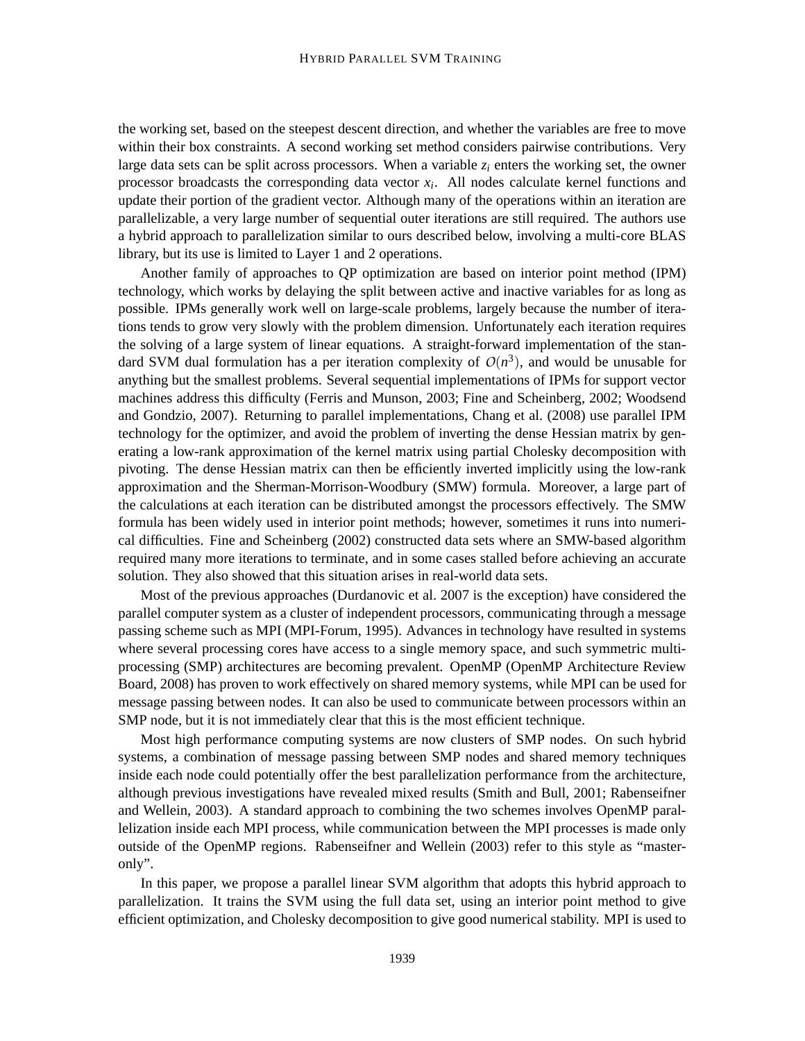the working set, based on the steepest descent direction, and whether the variables are free to move within their box constraints. A second working set method considers pairwise contributions. Very large data sets can be split across processors. When a variable $z_i$ enters the working set, the owner processor broadcasts the corresponding data vector $x_i$. All nodes calculate kernel functions and update their portion of the gradient vector. Although many of the operations within an iteration are parallelizable, a very large number of sequential outer iterations are still required. The authors use a hybrid approach to parallelization similar to ours described below, involving a multi-core BLAS library, but its use is limited to Layer 1 and 2 operations.

Another family of approaches to QP optimization are based on interior point method (IPM) technology, which works by delaying the split between active and inactive variables for as long as possible. IPMs generally work well on large-scale problems, largely because the number of iterations tends to grow very slowly with the problem dimension. Unfortunately each iteration requires the solving of a large system of linear equations. A straight-forward implementation of the standard SVM dual formulation has a per iteration complexity of $O(n^3)$, and would be unusable for anything but the smallest problems. Several sequential implementations of IPMs for support vector machines address this difficulty (Ferris and Munson, 2003; Fine and Scheinberg, 2002; Woodsend and Gondzio, 2007). Returning to parallel implementations, Chang et al. (2008) use parallel IPM technology for the optimizer, and avoid the problem of inverting the dense Hessian matrix by generating a low-rank approximation of the kernel matrix using partial Cholesky decomposition with pivoting. The dense Hessian matrix can then be efficiently inverted implicitly using the low-rank approximation and the Sherman-Morrison-Woodbury (SMW) formula. Moreover, a large part of the calculations at each iteration can be distributed amongst the processors effectively. The SMW formula has been widely used in interior point methods; however, sometimes it runs into numerical difficulties. Fine and Scheinberg (2002) constructed data sets where an SMW-based algorithm required many more iterations to terminate, and in some cases stalled before achieving an accurate solution. They also showed that this situation arises in real-world data sets.

Most of the previous approaches (Durdanovic et al. 2007 is the exception) have considered the parallel computer system as a cluster of independent processors, communicating through a message passing scheme such as MPI (MPI-Forum, 1995). Advances in technology have resulted in systems where several processing cores have access to a single memory space, and such symmetric multiprocessing (SMP) architectures are becoming prevalent. OpenMP (OpenMP Architecture Review Board, 2008) has proven to work effectively on shared memory systems, while MPI can be used for message passing between nodes. It can also be used to communicate between processors within an SMP node, but it is not immediately clear that this is the most efficient technique.

Most high performance computing systems are now clusters of SMP nodes. On such hybrid systems, a combination of message passing between SMP nodes and shared memory techniques inside each node could potentially offer the best parallelization performance from the architecture, although previous investigations have revealed mixed results (Smith and Bull, 2001; Rabenseifner and Wellein, 2003). A standard approach to combining the two schemes involves OpenMP parallelization inside each MPI process, while communication between the MPI processes is made only outside of the OpenMP regions. Rabenseifner and Wellein (2003) refer to this style as "master-only".

In this paper, we propose a parallel linear SVM algorithm that adopts this hybrid approach to parallelization. It trains the SVM using the full data set, using an interior point method to give efficient optimization, and Cholesky decomposition to give good numerical stability. MPI is used to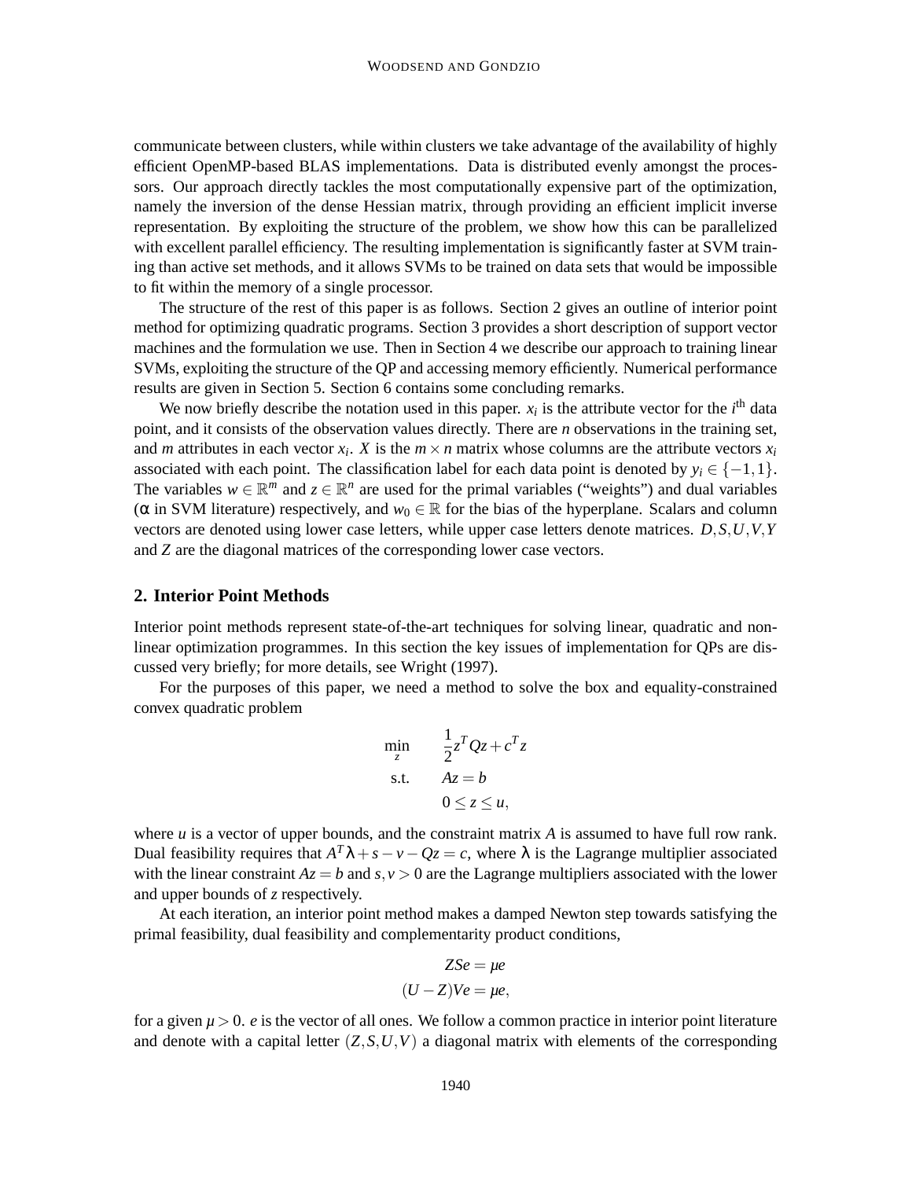communicate between clusters, while within clusters we take advantage of the availability of highly efficient OpenMP-based BLAS implementations. Data is distributed evenly amongst the processors. Our approach directly tackles the most computationally expensive part of the optimization, namely the inversion of the dense Hessian matrix, through providing an efficient implicit inverse representation. By exploiting the structure of the problem, we show how this can be parallelized with excellent parallel efficiency. The resulting implementation is significantly faster at SVM training than active set methods, and it allows SVMs to be trained on data sets that would be impossible to fit within the memory of a single processor.

The structure of the rest of this paper is as follows. Section 2 gives an outline of interior point method for optimizing quadratic programs. Section 3 provides a short description of support vector machines and the formulation we use. Then in Section 4 we describe our approach to training linear SVMs, exploiting the structure of the QP and accessing memory efficiently. Numerical performance results are given in Section 5. Section 6 contains some concluding remarks.

We now briefly describe the notation used in this paper. $x_i$ is the attribute vector for the $i^{\text{th}}$ data point, and it consists of the observation values directly. There are $n$ observations in the training set, and $m$ attributes in each vector $x_i$. $X$ is the $m \times n$ matrix whose columns are the attribute vectors $x_i$ associated with each point. The classification label for each data point is denoted by $y_i \in \{-1, 1\}$. The variables $w \in \mathbb{R}^m$ and $z \in \mathbb{R}^n$ are used for the primal variables ("weights") and dual variables ($\alpha$ in SVM literature) respectively, and $w_0 \in \mathbb{R}$ for the bias of the hyperplane. Scalars and column vectors are denoted using lower case letters, while upper case letters denote matrices. $D, S, U, V, Y$ and $Z$ are the diagonal matrices of the corresponding lower case vectors.

## 2. Interior Point Methods

Interior point methods represent state-of-the-art techniques for solving linear, quadratic and nonlinear optimization programmes. In this section the key issues of implementation for QPs are discussed very briefly; for more details, see Wright (1997).

For the purposes of this paper, we need a method to solve the box and equality-constrained convex quadratic problem

$$
\begin{aligned}
\min_{z} \quad & \frac{1}{2} z^T Q z + c^T z \\
\text{s.t.} \quad & Az = b \\
& 0 \leq z \leq u,
\end{aligned}
$$

where $u$ is a vector of upper bounds, and the constraint matrix $A$ is assumed to have full row rank. Dual feasibility requires that $A^T \lambda + s - v - Qz = c$, where $\lambda$ is the Lagrange multiplier associated with the linear constraint $Az = b$ and $s, v > 0$ are the Lagrange multipliers associated with the lower and upper bounds of $z$ respectively.

At each iteration, an interior point method makes a damped Newton step towards satisfying the primal feasibility, dual feasibility and complementarity product conditions,

$$
\begin{aligned}
ZSe &= \mu e \\
(U - Z)Ve &= \mu e,
\end{aligned}
$$

for a given $\mu > 0$. $e$ is the vector of all ones. We follow a common practice in interior point literature and denote with a capital letter $(Z, S, U, V)$ a diagonal matrix with elements of the corresponding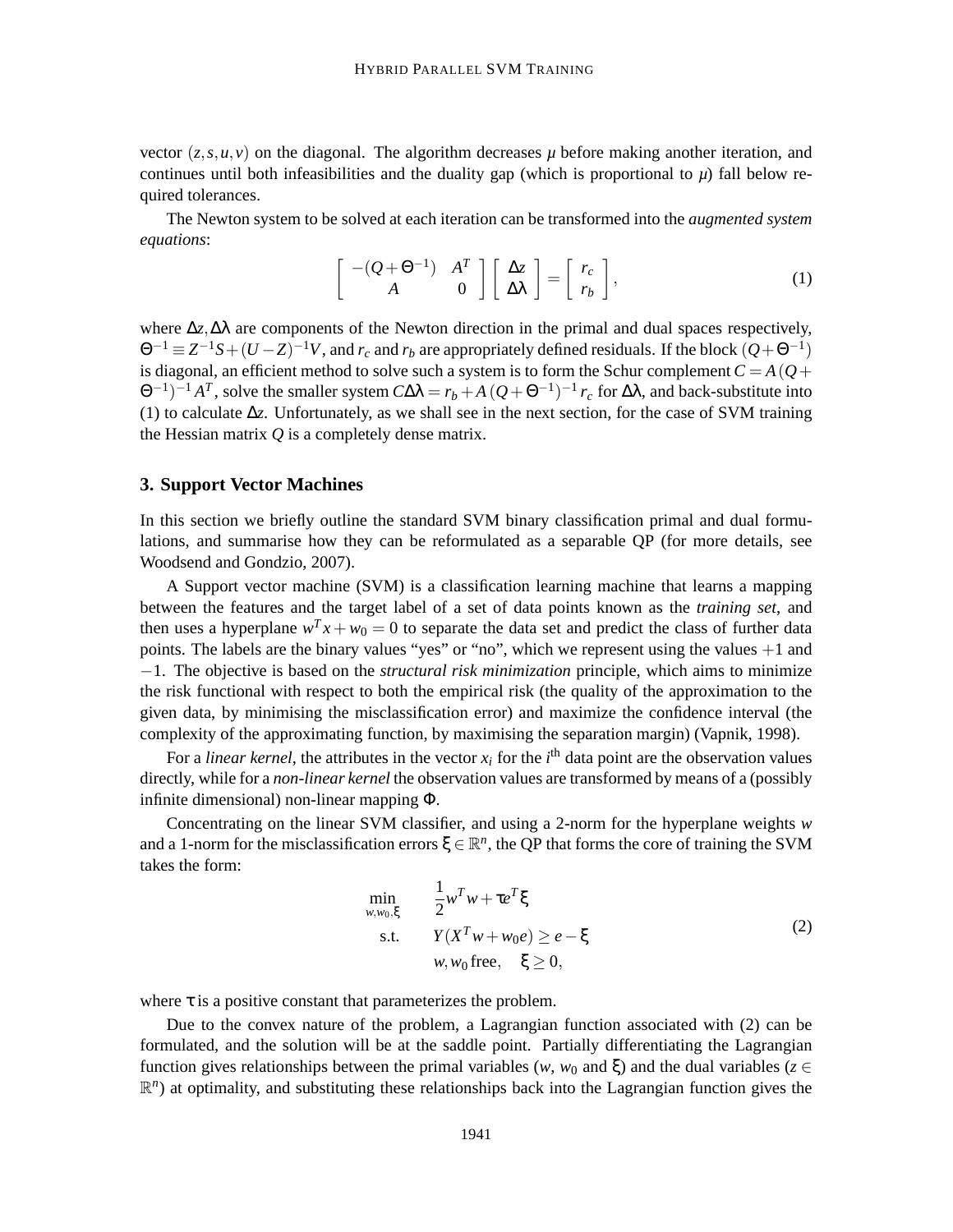vector $(z, s, u, v)$ on the diagonal. The algorithm decreases $\mu$ before making another iteration, and continues until both infeasibilities and the duality gap (which is proportional to $\mu$) fall below required tolerances.

The Newton system to be solved at each iteration can be transformed into the *augmented system equations*:

$$\begin{bmatrix} -(Q+\Theta^{-1}) & A^T \\ A & 0 \end{bmatrix} \begin{bmatrix} \Delta z \\ \Delta\lambda \end{bmatrix} = \begin{bmatrix} r_c \\ r_b \end{bmatrix}, \tag{1}$$

where $\Delta z, \Delta\lambda$ are components of the Newton direction in the primal and dual spaces respectively, $\Theta^{-1} \equiv Z^{-1}S + (U-Z)^{-1}V$, and $r_c$ and $r_b$ are appropriately defined residuals. If the block $(Q+\Theta^{-1})$ is diagonal, an efficient method to solve such a system is to form the Schur complement $C = A(Q+\Theta^{-1})^{-1}A^T$, solve the smaller system $C\Delta\lambda = r_b + A(Q+\Theta^{-1})^{-1}r_c$ for $\Delta\lambda$, and back-substitute into (1) to calculate $\Delta z$. Unfortunately, as we shall see in the next section, for the case of SVM training the Hessian matrix $Q$ is a completely dense matrix.

## 3. Support Vector Machines

In this section we briefly outline the standard SVM binary classification primal and dual formulations, and summarise how they can be reformulated as a separable QP (for more details, see Woodsend and Gondzio, 2007).

A Support vector machine (SVM) is a classification learning machine that learns a mapping between the features and the target label of a set of data points known as the *training set*, and then uses a hyperplane $w^T x + w_0 = 0$ to separate the data set and predict the class of further data points. The labels are the binary values "yes" or "no", which we represent using the values $+1$ and $-1$. The objective is based on the *structural risk minimization* principle, which aims to minimize the risk functional with respect to both the empirical risk (the quality of the approximation to the given data, by minimising the misclassification error) and maximize the confidence interval (the complexity of the approximating function, by maximising the separation margin) (Vapnik, 1998).

For a *linear kernel*, the attributes in the vector $x_i$ for the $i^{\text{th}}$ data point are the observation values directly, while for a *non-linear kernel* the observation values are transformed by means of a (possibly infinite dimensional) non-linear mapping $\Phi$.

Concentrating on the linear SVM classifier, and using a 2-norm for the hyperplane weights $w$ and a 1-norm for the misclassification errors $\xi \in \mathbb{R}^n$, the QP that forms the core of training the SVM takes the form:

$$\begin{aligned} \min_{w, w_0, \xi} \quad & \frac{1}{2} w^T w + \tau e^T \xi \\ \text{s.t.} \quad & Y(X^T w + w_0 e) \geq e - \xi \\ & w, w_0 \text{ free}, \quad \xi \geq 0, \end{aligned} \tag{2}$$

where $\tau$ is a positive constant that parameterizes the problem.

Due to the convex nature of the problem, a Lagrangian function associated with (2) can be formulated, and the solution will be at the saddle point. Partially differentiating the Lagrangian function gives relationships between the primal variables ($w$, $w_0$ and $\xi$) and the dual variables ($z \in \mathbb{R}^n$) at optimality, and substituting these relationships back into the Lagrangian function gives the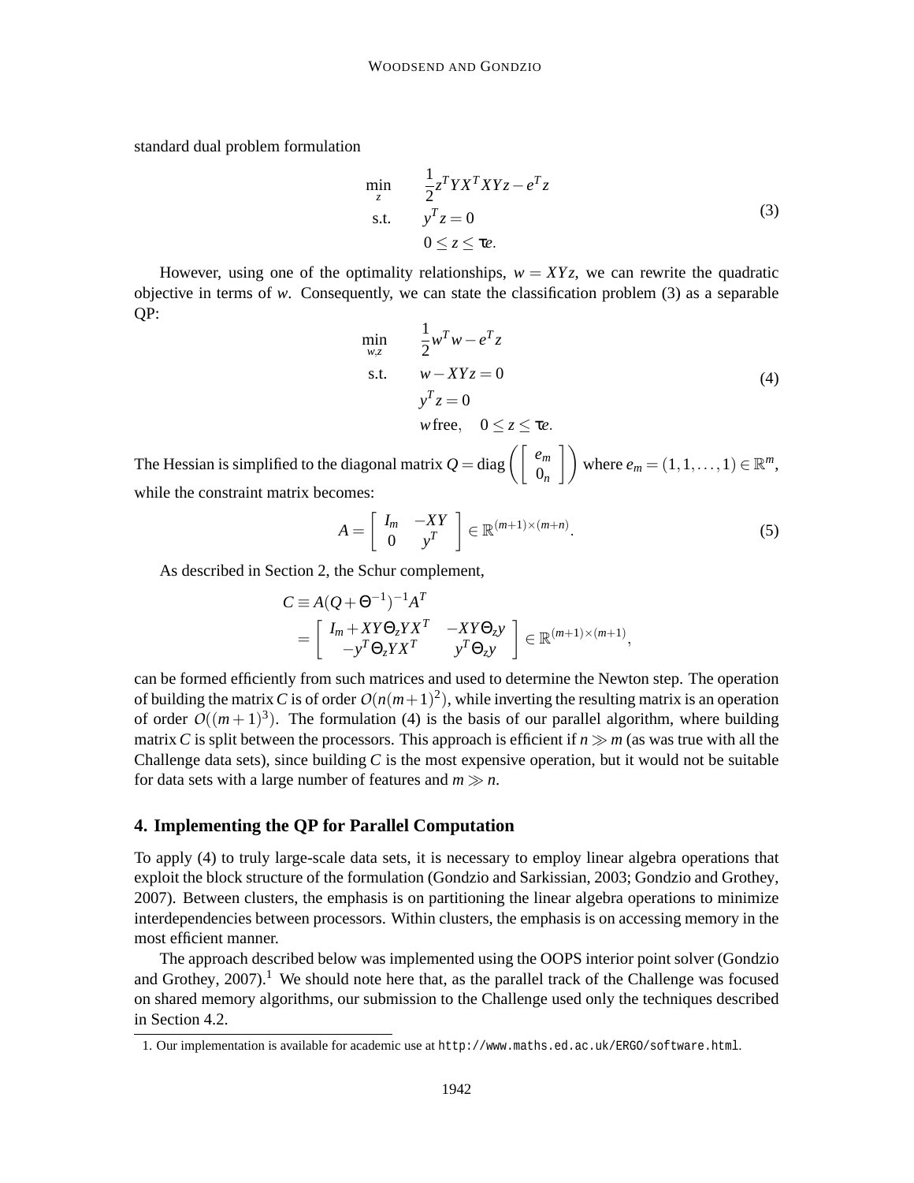standard dual problem formulation

$$
\begin{aligned}
\min_{z} \quad & \frac{1}{2} z^T Y X^T X Y z - e^T z \\
\text{s.t.} \quad & y^T z = 0 \\
& 0 \le z \le \tau e.
\end{aligned}
\tag{3}
$$

However, using one of the optimality relationships, $w = XYz$, we can rewrite the quadratic objective in terms of $w$. Consequently, we can state the classification problem (3) as a separable QP:

$$
\begin{aligned}
\min_{w,z} \quad & \frac{1}{2} w^T w - e^T z \\
\text{s.t.} \quad & w - XYz = 0 \\
& y^T z = 0 \\
& w \,\text{free}, \quad 0 \le z \le \tau e.
\end{aligned}
\tag{4}
$$

The Hessian is simplified to the diagonal matrix $Q = \operatorname{diag}\left( \begin{bmatrix} e_m \\ 0_n \end{bmatrix} \right)$ where $e_m = (1, 1, \ldots, 1) \in \mathbb{R}^m$, while the constraint matrix becomes:

$$
A = \begin{bmatrix} I_m & -XY \\ 0 & y^T \end{bmatrix} \in \mathbb{R}^{(m+1)\times(m+n)}. \tag{5}
$$

As described in Section 2, the Schur complement,

$$
\begin{aligned}
C &\equiv A(Q + \Theta^{-1})^{-1} A^T \\
&= \begin{bmatrix} I_m + XY\Theta_z Y X^T & -XY\Theta_z y \\ -y^T \Theta_z Y X^T & y^T \Theta_z y \end{bmatrix} \in \mathbb{R}^{(m+1)\times(m+1)},
\end{aligned}
$$

can be formed efficiently from such matrices and used to determine the Newton step. The operation of building the matrix $C$ is of order $O(n(m+1)^2)$, while inverting the resulting matrix is an operation of order $O((m+1)^3)$. The formulation (4) is the basis of our parallel algorithm, where building matrix $C$ is split between the processors. This approach is efficient if $n \gg m$ (as was true with all the Challenge data sets), since building $C$ is the most expensive operation, but it would not be suitable for data sets with a large number of features and $m \gg n$.

## 4. Implementing the QP for Parallel Computation

To apply (4) to truly large-scale data sets, it is necessary to employ linear algebra operations that exploit the block structure of the formulation (Gondzio and Sarkissian, 2003; Gondzio and Grothey, 2007). Between clusters, the emphasis is on partitioning the linear algebra operations to minimize interdependencies between processors. Within clusters, the emphasis is on accessing memory in the most efficient manner.

The approach described below was implemented using the OOPS interior point solver (Gondzio and Grothey, 2007).[1] We should note here that, as the parallel track of the Challenge was focused on shared memory algorithms, our submission to the Challenge used only the techniques described in Section 4.2.

1. Our implementation is available for academic use at http://www.maths.ed.ac.uk/ERGO/software.html.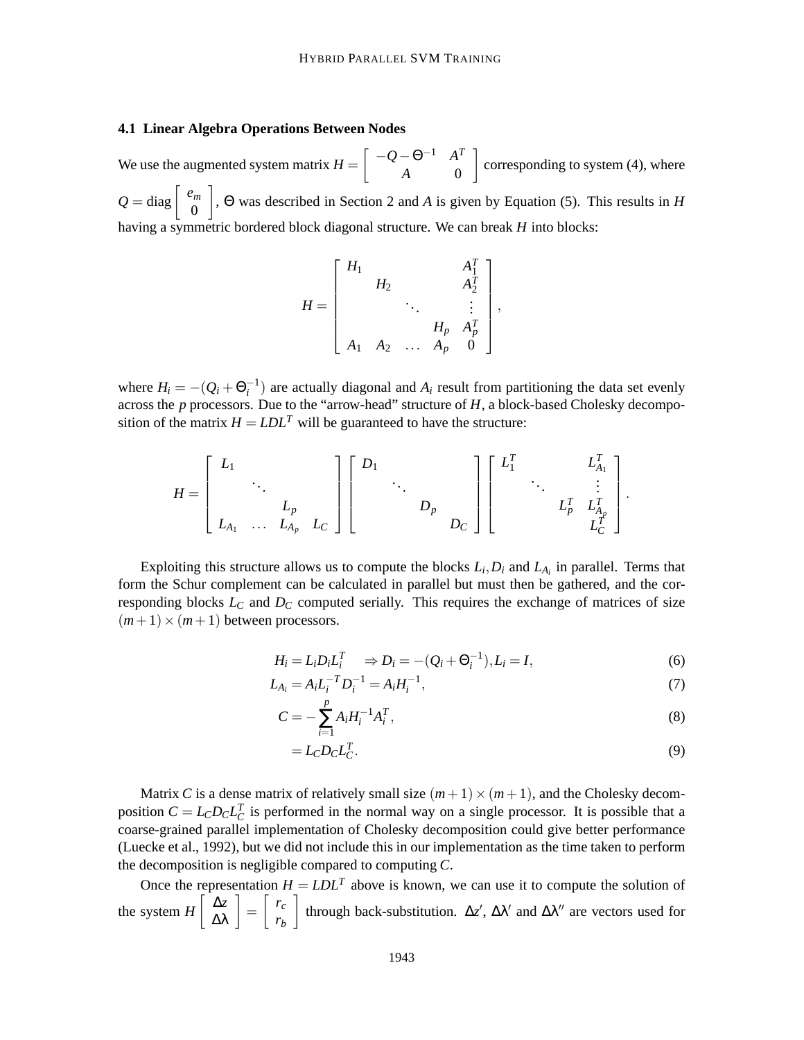### 4.1 Linear Algebra Operations Between Nodes

We use the augmented system matrix $H = \begin{bmatrix} -Q - \Theta^{-1} & A^T \\ A & 0 \end{bmatrix}$ corresponding to system (4), where $Q = \text{diag}\begin{bmatrix} e_m \\ 0 \end{bmatrix}$, $\Theta$ was described in Section 2 and $A$ is given by Equation (5). This results in $H$ having a symmetric bordered block diagonal structure. We can break $H$ into blocks:

$$
H = \begin{bmatrix} H_1 & & & & A_1^T \\ & H_2 & & & A_2^T \\ & & \ddots & & \vdots \\ & & & H_p & A_p^T \\ A_1 & A_2 & \dots & A_p & 0 \end{bmatrix},
$$

where $H_i = -(Q_i + \Theta_i^{-1})$ are actually diagonal and $A_i$ result from partitioning the data set evenly across the $p$ processors. Due to the "arrow-head" structure of $H$, a block-based Cholesky decomposition of the matrix $H = LDL^T$ will be guaranteed to have the structure:

$$
H = \begin{bmatrix} L_1 & & & \\ & \ddots & & \\ & & L_p & \\ L_{A_1} & \dots & L_{A_p} & L_C \end{bmatrix} \begin{bmatrix} D_1 & & & \\ & \ddots & & \\ & & D_p & \\ & & & D_C \end{bmatrix} \begin{bmatrix} L_1^T & & & L_{A_1}^T \\ & \ddots & & \vdots \\ & & L_p^T & L_{A_p}^T \\ & & & L_C^T \end{bmatrix}.
$$

Exploiting this structure allows us to compute the blocks $L_i, D_i$ and $L_{A_i}$ in parallel. Terms that form the Schur complement can be calculated in parallel but must then be gathered, and the corresponding blocks $L_C$ and $D_C$ computed serially. This requires the exchange of matrices of size $(m+1)\times(m+1)$ between processors.

$$
\begin{aligned}
H_i &= L_i D_i L_i^T \quad \Rightarrow D_i = -(Q_i + \Theta_i^{-1}), L_i = I, && (6) \\
L_{A_i} &= A_i L_i^{-T} D_i^{-1} = A_i H_i^{-1}, && (7) \\
C &= -\sum_{i=1}^{p} A_i H_i^{-1} A_i^T, && (8) \\
&= L_C D_C L_C^T. && (9)
\end{aligned}
$$

Matrix $C$ is a dense matrix of relatively small size $(m+1)\times(m+1)$, and the Cholesky decomposition $C = L_C D_C L_C^T$ is performed in the normal way on a single processor. It is possible that a coarse-grained parallel implementation of Cholesky decomposition could give better performance (Luecke et al., 1992), but we did not include this in our implementation as the time taken to perform the decomposition is negligible compared to computing $C$.

Once the representation $H = LDL^T$ above is known, we can use it to compute the solution of the system $H\begin{bmatrix} \Delta z \\ \Delta\lambda \end{bmatrix} = \begin{bmatrix} r_c \\ r_b \end{bmatrix}$ through back-substitution. $\Delta z'$, $\Delta\lambda'$ and $\Delta\lambda''$ are vectors used for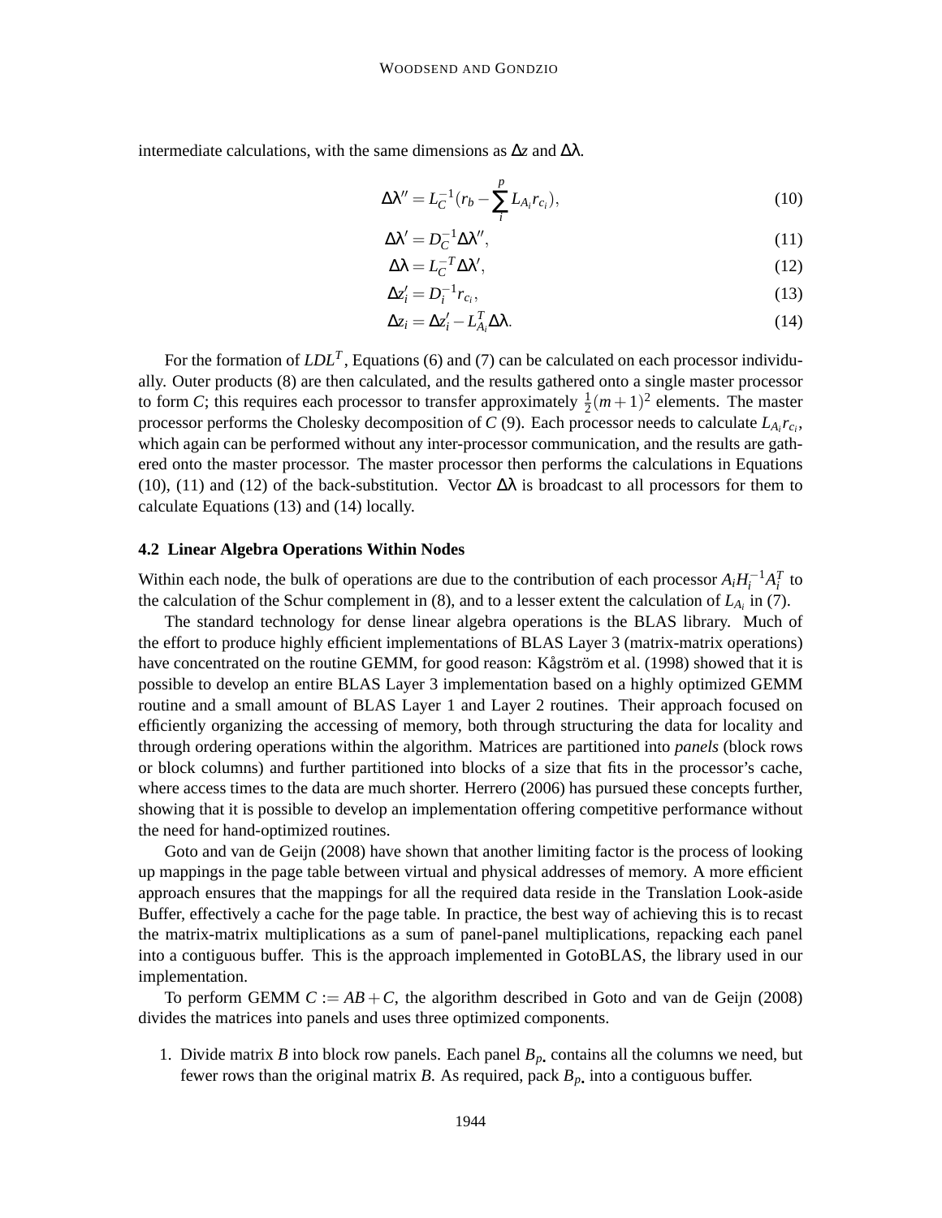intermediate calculations, with the same dimensions as $\Delta z$ and $\Delta\lambda$.

$$\Delta\lambda'' = L_C^{-1}(r_b - \sum_i^p L_{A_i} r_{c_i}), \tag{10}$$

$$\Delta\lambda' = D_C^{-1}\Delta\lambda'', \tag{11}$$

$$\Delta\lambda = L_C^{-T}\Delta\lambda', \tag{12}$$

$$\Delta z_i' = D_i^{-1} r_{c_i}, \tag{13}$$

$$\Delta z_i = \Delta z_i' - L_{A_i}^T \Delta\lambda. \tag{14}$$

For the formation of $LDL^T$, Equations (6) and (7) can be calculated on each processor individually. Outer products (8) are then calculated, and the results gathered onto a single master processor to form $C$; this requires each processor to transfer approximately $\frac{1}{2}(m+1)^2$ elements. The master processor performs the Cholesky decomposition of $C$ (9). Each processor needs to calculate $L_{A_i} r_{c_i}$, which again can be performed without any inter-processor communication, and the results are gathered onto the master processor. The master processor then performs the calculations in Equations (10), (11) and (12) of the back-substitution. Vector $\Delta\lambda$ is broadcast to all processors for them to calculate Equations (13) and (14) locally.

### 4.2 Linear Algebra Operations Within Nodes

Within each node, the bulk of operations are due to the contribution of each processor $A_i H_i^{-1} A_i^T$ to the calculation of the Schur complement in (8), and to a lesser extent the calculation of $L_{A_i}$ in (7).

The standard technology for dense linear algebra operations is the BLAS library. Much of the effort to produce highly efficient implementations of BLAS Layer 3 (matrix-matrix operations) have concentrated on the routine GEMM, for good reason: Kågström et al. (1998) showed that it is possible to develop an entire BLAS Layer 3 implementation based on a highly optimized GEMM routine and a small amount of BLAS Layer 1 and Layer 2 routines. Their approach focused on efficiently organizing the accessing of memory, both through structuring the data for locality and through ordering operations within the algorithm. Matrices are partitioned into *panels* (block rows or block columns) and further partitioned into blocks of a size that fits in the processor's cache, where access times to the data are much shorter. Herrero (2006) has pursued these concepts further, showing that it is possible to develop an implementation offering competitive performance without the need for hand-optimized routines.

Goto and van de Geijn (2008) have shown that another limiting factor is the process of looking up mappings in the page table between virtual and physical addresses of memory. A more efficient approach ensures that the mappings for all the required data reside in the Translation Look-aside Buffer, effectively a cache for the page table. In practice, the best way of achieving this is to recast the matrix-matrix multiplications as a sum of panel-panel multiplications, repacking each panel into a contiguous buffer. This is the approach implemented in GotoBLAS, the library used in our implementation.

To perform GEMM $C := AB + C$, the algorithm described in Goto and van de Geijn (2008) divides the matrices into panels and uses three optimized components.

1. Divide matrix $B$ into block row panels. Each panel $B_{p\bullet}$ contains all the columns we need, but fewer rows than the original matrix $B$. As required, pack $B_{p\bullet}$ into a contiguous buffer.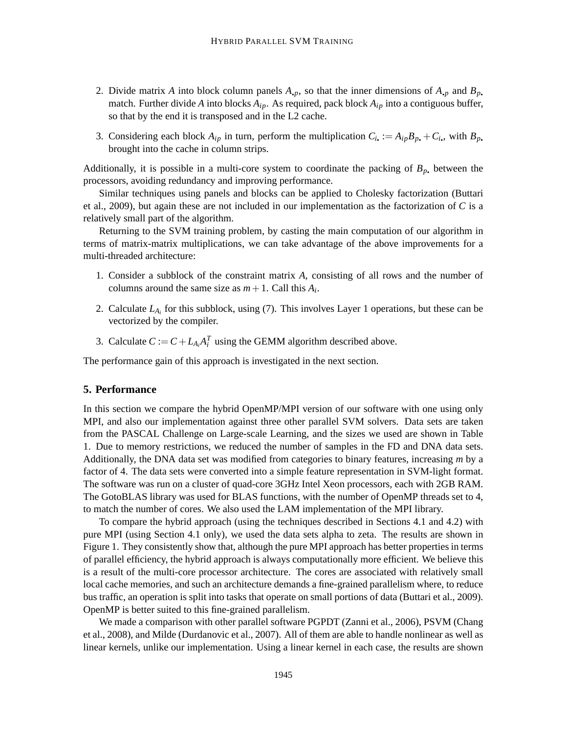2. Divide matrix $A$ into block column panels $A_{\cdot p}$, so that the inner dimensions of $A_{\cdot p}$ and $B_{p\cdot}$ match. Further divide $A$ into blocks $A_{ip}$. As required, pack block $A_{ip}$ into a contiguous buffer, so that by the end it is transposed and in the L2 cache.

3. Considering each block $A_{ip}$ in turn, perform the multiplication $C_{i\cdot} := A_{ip}B_{p\cdot} + C_{i\cdot}$, with $B_{p\cdot}$ brought into the cache in column strips.

Additionally, it is possible in a multi-core system to coordinate the packing of $B_{p\cdot}$ between the processors, avoiding redundancy and improving performance.

Similar techniques using panels and blocks can be applied to Cholesky factorization (Buttari et al., 2009), but again these are not included in our implementation as the factorization of $C$ is a relatively small part of the algorithm.

Returning to the SVM training problem, by casting the main computation of our algorithm in terms of matrix-matrix multiplications, we can take advantage of the above improvements for a multi-threaded architecture:

1. Consider a subblock of the constraint matrix $A$, consisting of all rows and the number of columns around the same size as $m+1$. Call this $A_i$.

2. Calculate $L_{A_i}$ for this subblock, using (7). This involves Layer 1 operations, but these can be vectorized by the compiler.

3. Calculate $C := C + L_{A_i}A_i^T$ using the GEMM algorithm described above.

The performance gain of this approach is investigated in the next section.

## 5. Performance

In this section we compare the hybrid OpenMP/MPI version of our software with one using only MPI, and also our implementation against three other parallel SVM solvers. Data sets are taken from the PASCAL Challenge on Large-scale Learning, and the sizes we used are shown in Table 1. Due to memory restrictions, we reduced the number of samples in the FD and DNA data sets. Additionally, the DNA data set was modified from categories to binary features, increasing $m$ by a factor of 4. The data sets were converted into a simple feature representation in SVM-light format. The software was run on a cluster of quad-core 3GHz Intel Xeon processors, each with 2GB RAM. The GotoBLAS library was used for BLAS functions, with the number of OpenMP threads set to 4, to match the number of cores. We also used the LAM implementation of the MPI library.

To compare the hybrid approach (using the techniques described in Sections 4.1 and 4.2) with pure MPI (using Section 4.1 only), we used the data sets alpha to zeta. The results are shown in Figure 1. They consistently show that, although the pure MPI approach has better properties in terms of parallel efficiency, the hybrid approach is always computationally more efficient. We believe this is a result of the multi-core processor architecture. The cores are associated with relatively small local cache memories, and such an architecture demands a fine-grained parallelism where, to reduce bus traffic, an operation is split into tasks that operate on small portions of data (Buttari et al., 2009). OpenMP is better suited to this fine-grained parallelism.

We made a comparison with other parallel software PGPDT (Zanni et al., 2006), PSVM (Chang et al., 2008), and Milde (Durdanovic et al., 2007). All of them are able to handle nonlinear as well as linear kernels, unlike our implementation. Using a linear kernel in each case, the results are shown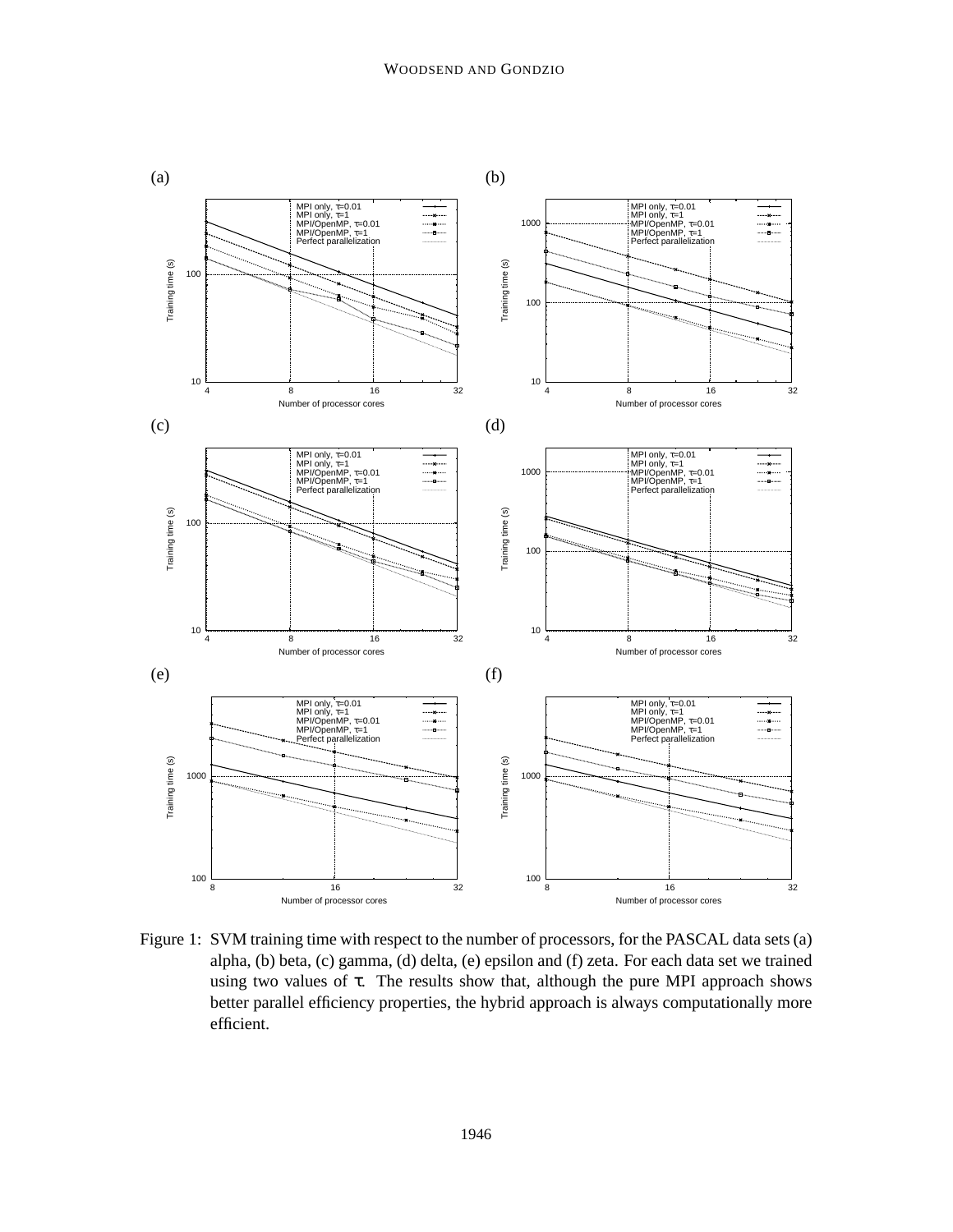Figure 1: SVM training time with respect to the number of processors, for the PASCAL data sets (a) alpha, (b) beta, (c) gamma, (d) delta, (e) epsilon and (f) zeta. For each data set we trained using two values of $\tau$. The results show that, although the pure MPI approach shows better parallel efficiency properties, the hybrid approach is always computationally more efficient.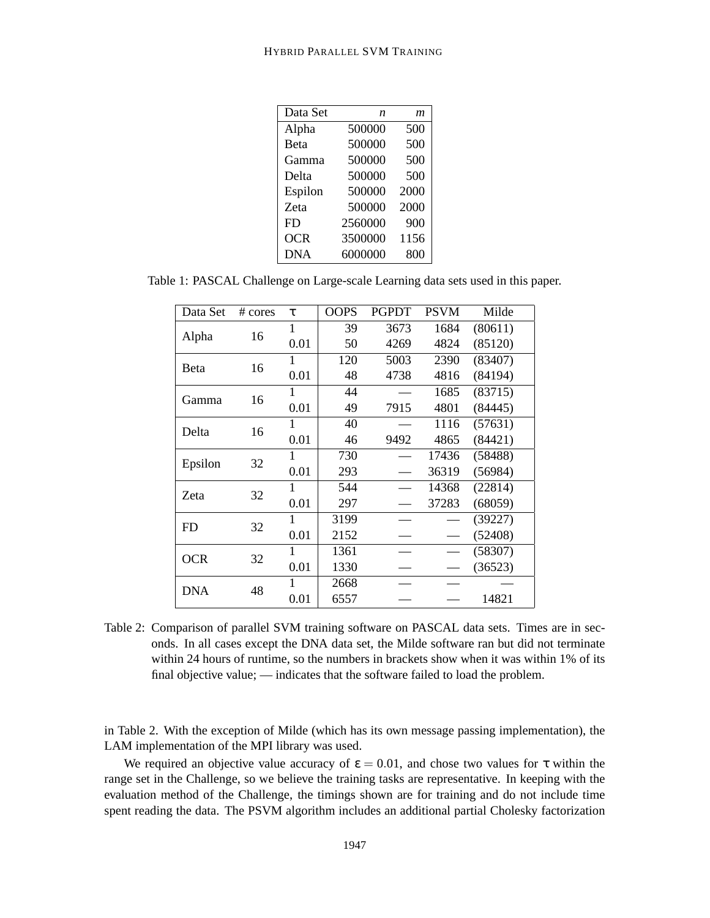| Data Set | $n$ | $m$ |
|---|---|---|
| Alpha | 500000 | 500 |
| Beta | 500000 | 500 |
| Gamma | 500000 | 500 |
| Delta | 500000 | 500 |
| Espilon | 500000 | 2000 |
| Zeta | 500000 | 2000 |
| FD | 2560000 | 900 |
| OCR | 3500000 | 1156 |
| DNA | 6000000 | 800 |

Table 1: PASCAL Challenge on Large-scale Learning data sets used in this paper.

| Data Set | # cores | $\tau$ | OOPS | PGPDT | PSVM | Milde |
|---|---|---|---|---|---|---|
| Alpha | 16 | 1 | 39 | 3673 | 1684 | (80611) |
| | | 0.01 | 50 | 4269 | 4824 | (85120) |
| Beta | 16 | 1 | 120 | 5003 | 2390 | (83407) |
| | | 0.01 | 48 | 4738 | 4816 | (84194) |
| Gamma | 16 | 1 | 44 | — | 1685 | (83715) |
| | | 0.01 | 49 | 7915 | 4801 | (84445) |
| Delta | 16 | 1 | 40 | — | 1116 | (57631) |
| | | 0.01 | 46 | 9492 | 4865 | (84421) |
| Epsilon | 32 | 1 | 730 | — | 17436 | (58488) |
| | | 0.01 | 293 | — | 36319 | (56984) |
| Zeta | 32 | 1 | 544 | — | 14368 | (22814) |
| | | 0.01 | 297 | — | 37283 | (68059) |
| FD | 32 | 1 | 3199 | — | — | (39227) |
| | | 0.01 | 2152 | — | — | (52408) |
| OCR | 32 | 1 | 1361 | — | — | (58307) |
| | | 0.01 | 1330 | — | — | (36523) |
| DNA | 48 | 1 | 2668 | — | — | — |
| | | 0.01 | 6557 | — | — | 14821 |

Table 2: Comparison of parallel SVM training software on PASCAL data sets. Times are in seconds. In all cases except the DNA data set, the Milde software ran but did not terminate within 24 hours of runtime, so the numbers in brackets show when it was within 1% of its final objective value; — indicates that the software failed to load the problem.

in Table 2. With the exception of Milde (which has its own message passing implementation), the LAM implementation of the MPI library was used.

We required an objective value accuracy of $\varepsilon = 0.01$, and chose two values for $\tau$ within the range set in the Challenge, so we believe the training tasks are representative. In keeping with the evaluation method of the Challenge, the timings shown are for training and do not include time spent reading the data. The PSVM algorithm includes an additional partial Cholesky factorization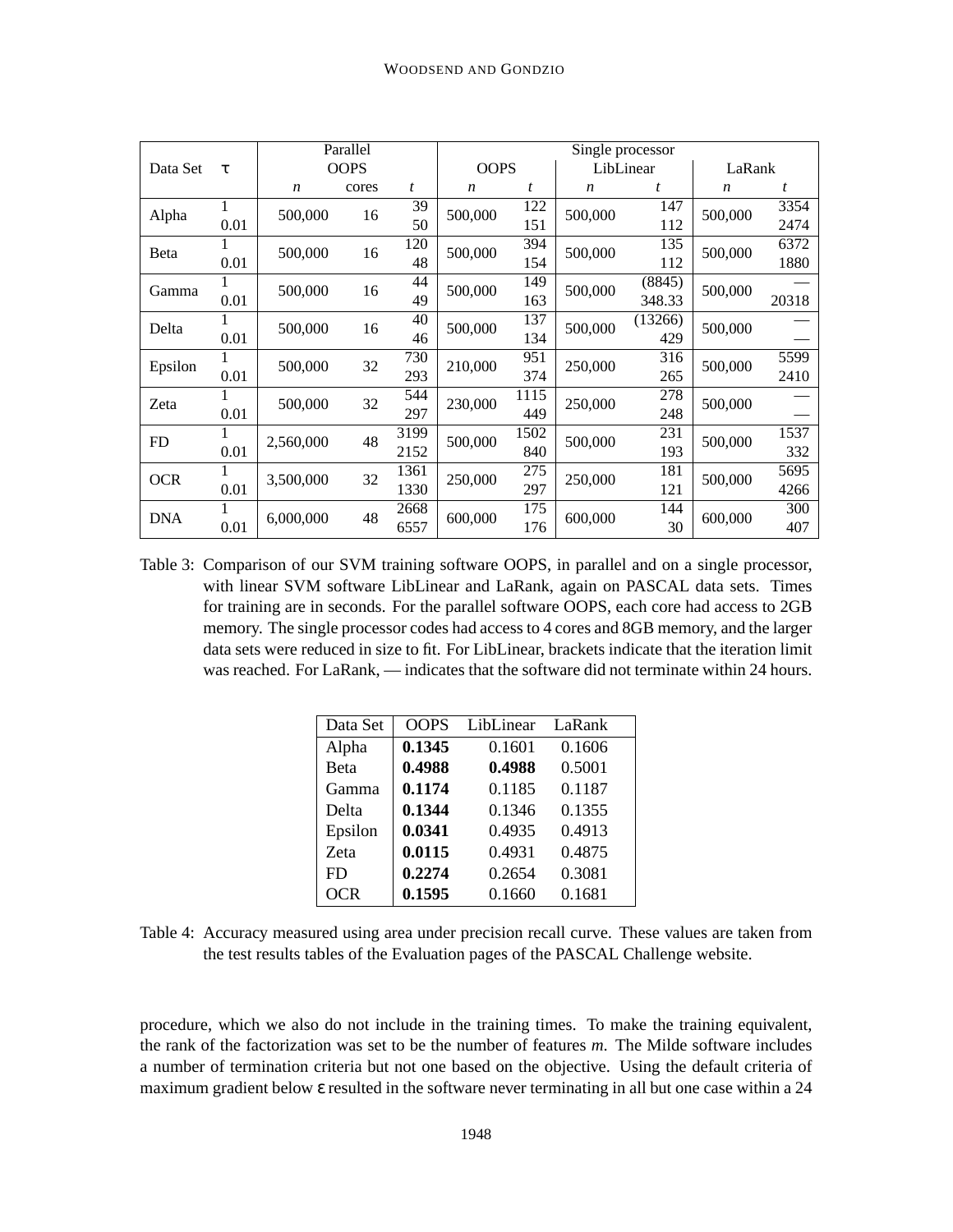| Data Set | $\tau$ | Parallel OOPS | | | Single processor OOPS | | LibLinear | | LaRank | |
|---|---|---|---|---|---|---|---|---|---|---|
| | | $n$ | cores | $t$ | $n$ | $t$ | $n$ | $t$ | $n$ | $t$ |
| Alpha | 1 | 500,000 | 16 | 39 | 500,000 | 122 | 500,000 | 147 | 500,000 | 3354 |
| | 0.01 | | | 50 | | 151 | | 112 | | 2474 |
| Beta | 1 | 500,000 | 16 | 120 | 500,000 | 394 | 500,000 | 135 | 500,000 | 6372 |
| | 0.01 | | | 48 | | 154 | | 112 | | 1880 |
| Gamma | 1 | 500,000 | 16 | 44 | 500,000 | 149 | 500,000 | (8845) | 500,000 | — |
| | 0.01 | | | 49 | | 163 | | 348.33 | | 20318 |
| Delta | 1 | 500,000 | 16 | 40 | 500,000 | 137 | 500,000 | (13266) | 500,000 | — |
| | 0.01 | | | 46 | | 134 | | 429 | | — |
| Epsilon | 1 | 500,000 | 32 | 730 | 210,000 | 951 | 250,000 | 316 | 500,000 | 5599 |
| | 0.01 | | | 293 | | 374 | | 265 | | 2410 |
| Zeta | 1 | 500,000 | 32 | 544 | 230,000 | 1115 | 250,000 | 278 | 500,000 | — |
| | 0.01 | | | 297 | | 449 | | 248 | | — |
| FD | 1 | 2,560,000 | 48 | 3199 | 500,000 | 1502 | 500,000 | 231 | 500,000 | 1537 |
| | 0.01 | | | 2152 | | 840 | | 193 | | 332 |
| OCR | 1 | 3,500,000 | 32 | 1361 | 250,000 | 275 | 250,000 | 181 | 500,000 | 5695 |
| | 0.01 | | | 1330 | | 297 | | 121 | | 4266 |
| DNA | 1 | 6,000,000 | 48 | 2668 | 600,000 | 175 | 600,000 | 144 | 600,000 | 300 |
| | 0.01 | | | 6557 | | 176 | | 30 | | 407 |

Table 3: Comparison of our SVM training software OOPS, in parallel and on a single processor, with linear SVM software LibLinear and LaRank, again on PASCAL data sets. Times for training are in seconds. For the parallel software OOPS, each core had access to 2GB memory. The single processor codes had access to 4 cores and 8GB memory, and the larger data sets were reduced in size to fit. For LibLinear, brackets indicate that the iteration limit was reached. For LaRank, — indicates that the software did not terminate within 24 hours.

| Data Set | OOPS | LibLinear | LaRank |
|---|---|---|---|
| Alpha | **0.1345** | 0.1601 | 0.1606 |
| Beta | **0.4988** | **0.4988** | 0.5001 |
| Gamma | **0.1174** | 0.1185 | 0.1187 |
| Delta | **0.1344** | 0.1346 | 0.1355 |
| Epsilon | **0.0341** | 0.4935 | 0.4913 |
| Zeta | **0.0115** | 0.4931 | 0.4875 |
| FD | **0.2274** | 0.2654 | 0.3081 |
| OCR | **0.1595** | 0.1660 | 0.1681 |

Table 4: Accuracy measured using area under precision recall curve. These values are taken from the test results tables of the Evaluation pages of the PASCAL Challenge website.

procedure, which we also do not include in the training times. To make the training equivalent, the rank of the factorization was set to be the number of features $m$. The Milde software includes a number of termination criteria but not one based on the objective. Using the default criteria of maximum gradient below $\varepsilon$ resulted in the software never terminating in all but one case within a 24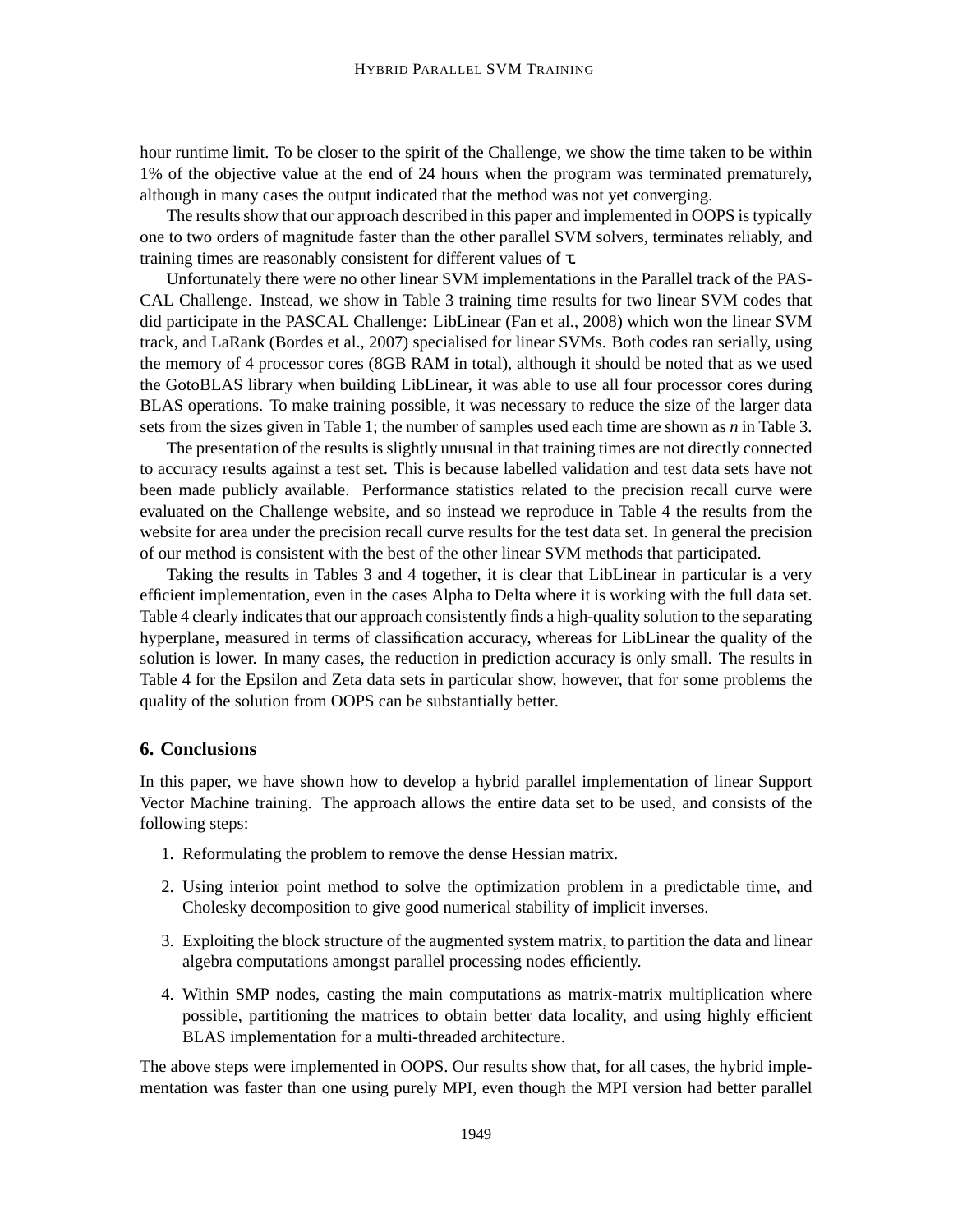hour runtime limit. To be closer to the spirit of the Challenge, we show the time taken to be within 1% of the objective value at the end of 24 hours when the program was terminated prematurely, although in many cases the output indicated that the method was not yet converging.

The results show that our approach described in this paper and implemented in OOPS is typically one to two orders of magnitude faster than the other parallel SVM solvers, terminates reliably, and training times are reasonably consistent for different values of $\tau$.

Unfortunately there were no other linear SVM implementations in the Parallel track of the PASCAL Challenge. Instead, we show in Table 3 training time results for two linear SVM codes that did participate in the PASCAL Challenge: LibLinear (Fan et al., 2008) which won the linear SVM track, and LaRank (Bordes et al., 2007) specialised for linear SVMs. Both codes ran serially, using the memory of 4 processor cores (8GB RAM in total), although it should be noted that as we used the GotoBLAS library when building LibLinear, it was able to use all four processor cores during BLAS operations. To make training possible, it was necessary to reduce the size of the larger data sets from the sizes given in Table 1; the number of samples used each time are shown as $n$ in Table 3.

The presentation of the results is slightly unusual in that training times are not directly connected to accuracy results against a test set. This is because labelled validation and test data sets have not been made publicly available. Performance statistics related to the precision recall curve were evaluated on the Challenge website, and so instead we reproduce in Table 4 the results from the website for area under the precision recall curve results for the test data set. In general the precision of our method is consistent with the best of the other linear SVM methods that participated.

Taking the results in Tables 3 and 4 together, it is clear that LibLinear in particular is a very efficient implementation, even in the cases Alpha to Delta where it is working with the full data set. Table 4 clearly indicates that our approach consistently finds a high-quality solution to the separating hyperplane, measured in terms of classification accuracy, whereas for LibLinear the quality of the solution is lower. In many cases, the reduction in prediction accuracy is only small. The results in Table 4 for the Epsilon and Zeta data sets in particular show, however, that for some problems the quality of the solution from OOPS can be substantially better.

## 6. Conclusions

In this paper, we have shown how to develop a hybrid parallel implementation of linear Support Vector Machine training. The approach allows the entire data set to be used, and consists of the following steps:

1. Reformulating the problem to remove the dense Hessian matrix.
2. Using interior point method to solve the optimization problem in a predictable time, and Cholesky decomposition to give good numerical stability of implicit inverses.
3. Exploiting the block structure of the augmented system matrix, to partition the data and linear algebra computations amongst parallel processing nodes efficiently.
4. Within SMP nodes, casting the main computations as matrix-matrix multiplication where possible, partitioning the matrices to obtain better data locality, and using highly efficient BLAS implementation for a multi-threaded architecture.

The above steps were implemented in OOPS. Our results show that, for all cases, the hybrid implementation was faster than one using purely MPI, even though the MPI version had better parallel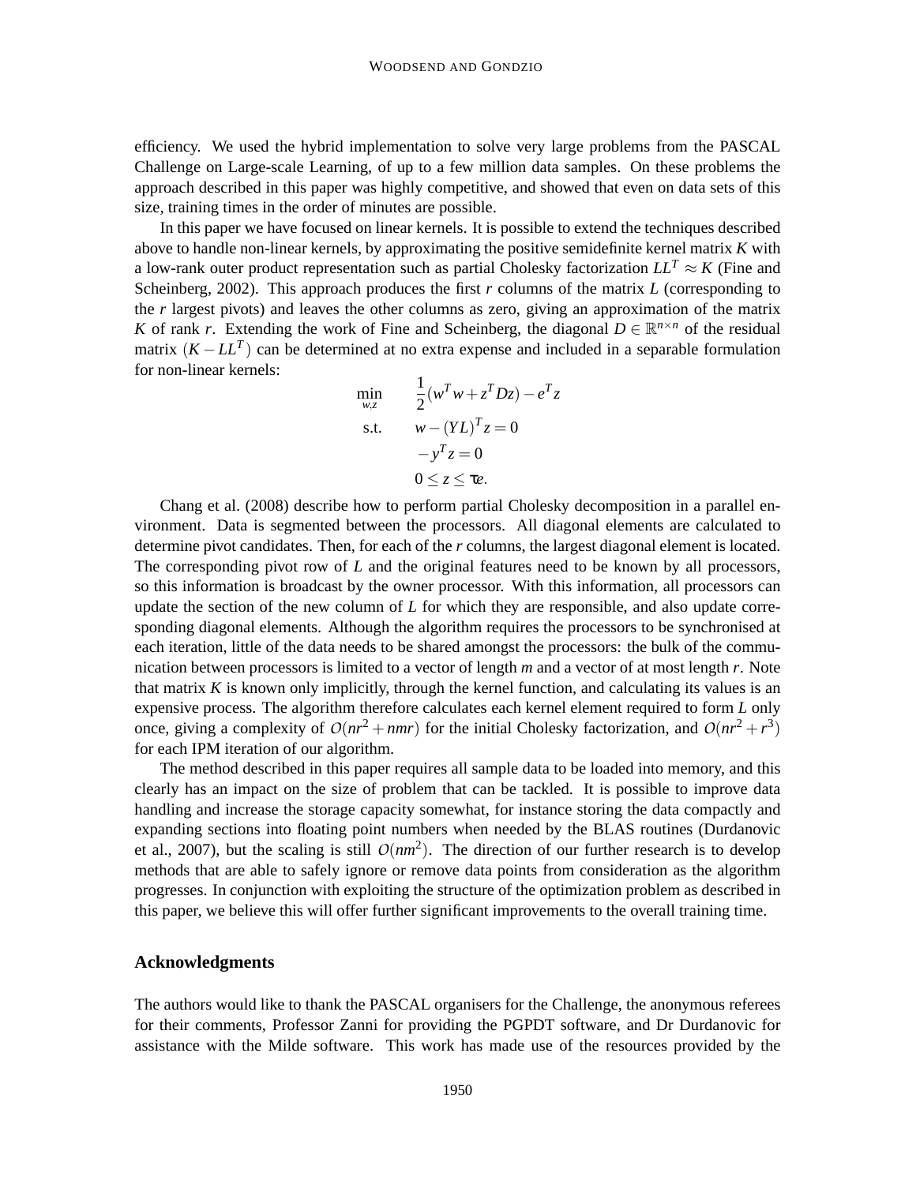efficiency. We used the hybrid implementation to solve very large problems from the PASCAL Challenge on Large-scale Learning, of up to a few million data samples. On these problems the approach described in this paper was highly competitive, and showed that even on data sets of this size, training times in the order of minutes are possible.

In this paper we have focused on linear kernels. It is possible to extend the techniques described above to handle non-linear kernels, by approximating the positive semidefinite kernel matrix $K$ with a low-rank outer product representation such as partial Cholesky factorization $LL^T \approx K$ (Fine and Scheinberg, 2002). This approach produces the first $r$ columns of the matrix $L$ (corresponding to the $r$ largest pivots) and leaves the other columns as zero, giving an approximation of the matrix $K$ of rank $r$. Extending the work of Fine and Scheinberg, the diagonal $D \in \mathbb{R}^{n \times n}$ of the residual matrix $(K - LL^T)$ can be determined at no extra expense and included in a separable formulation for non-linear kernels:

$$
\begin{aligned}
\min_{w,z} \quad & \frac{1}{2}(w^T w + z^T D z) - e^T z \\
\text{s.t.} \quad & w - (YL)^T z = 0 \\
& -y^T z = 0 \\
& 0 \leq z \leq \tau e.
\end{aligned}
$$

Chang et al. (2008) describe how to perform partial Cholesky decomposition in a parallel environment. Data is segmented between the processors. All diagonal elements are calculated to determine pivot candidates. Then, for each of the $r$ columns, the largest diagonal element is located. The corresponding pivot row of $L$ and the original features need to be known by all processors, so this information is broadcast by the owner processor. With this information, all processors can update the section of the new column of $L$ for which they are responsible, and also update corresponding diagonal elements. Although the algorithm requires the processors to be synchronised at each iteration, little of the data needs to be shared amongst the processors: the bulk of the communication between processors is limited to a vector of length $m$ and a vector of at most length $r$. Note that matrix $K$ is known only implicitly, through the kernel function, and calculating its values is an expensive process. The algorithm therefore calculates each kernel element required to form $L$ only once, giving a complexity of $\mathcal{O}(nr^2 + nmr)$ for the initial Cholesky factorization, and $\mathcal{O}(nr^2 + r^3)$ for each IPM iteration of our algorithm.

The method described in this paper requires all sample data to be loaded into memory, and this clearly has an impact on the size of problem that can be tackled. It is possible to improve data handling and increase the storage capacity somewhat, for instance storing the data compactly and expanding sections into floating point numbers when needed by the BLAS routines (Durdanovic et al., 2007), but the scaling is still $\mathcal{O}(nm^2)$. The direction of our further research is to develop methods that are able to safely ignore or remove data points from consideration as the algorithm progresses. In conjunction with exploiting the structure of the optimization problem as described in this paper, we believe this will offer further significant improvements to the overall training time.

## Acknowledgments

The authors would like to thank the PASCAL organisers for the Challenge, the anonymous referees for their comments, Professor Zanni for providing the PGPDT software, and Dr Durdanovic for assistance with the Milde software. This work has made use of the resources provided by the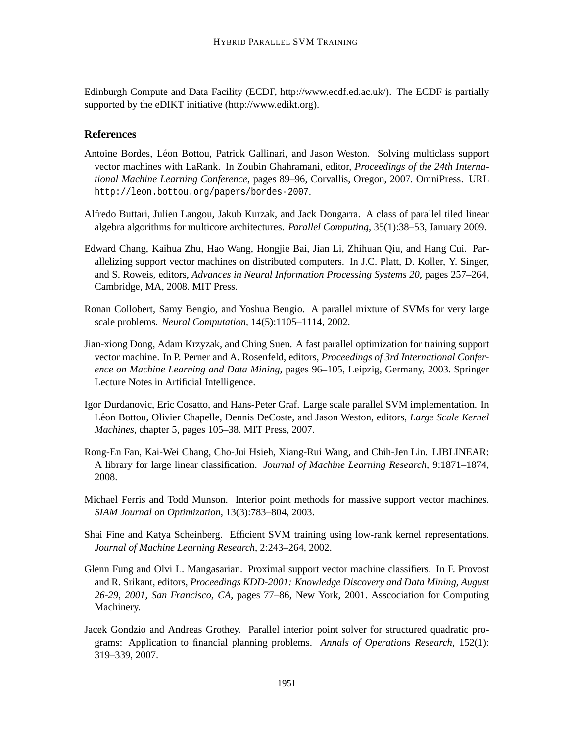Edinburgh Compute and Data Facility (ECDF, http://www.ecdf.ed.ac.uk/). The ECDF is partially supported by the eDIKT initiative (http://www.edikt.org).

## References

Antoine Bordes, Léon Bottou, Patrick Gallinari, and Jason Weston. Solving multiclass support vector machines with LaRank. In Zoubin Ghahramani, editor, *Proceedings of the 24th International Machine Learning Conference*, pages 89–96, Corvallis, Oregon, 2007. OmniPress. URL `http://leon.bottou.org/papers/bordes-2007`.

Alfredo Buttari, Julien Langou, Jakub Kurzak, and Jack Dongarra. A class of parallel tiled linear algebra algorithms for multicore architectures. *Parallel Computing*, 35(1):38–53, January 2009.

Edward Chang, Kaihua Zhu, Hao Wang, Hongjie Bai, Jian Li, Zhihuan Qiu, and Hang Cui. Parallelizing support vector machines on distributed computers. In J.C. Platt, D. Koller, Y. Singer, and S. Roweis, editors, *Advances in Neural Information Processing Systems 20*, pages 257–264, Cambridge, MA, 2008. MIT Press.

Ronan Collobert, Samy Bengio, and Yoshua Bengio. A parallel mixture of SVMs for very large scale problems. *Neural Computation*, 14(5):1105–1114, 2002.

Jian-xiong Dong, Adam Krzyzak, and Ching Suen. A fast parallel optimization for training support vector machine. In P. Perner and A. Rosenfeld, editors, *Proceedings of 3rd International Conference on Machine Learning and Data Mining*, pages 96–105, Leipzig, Germany, 2003. Springer Lecture Notes in Artificial Intelligence.

Igor Durdanovic, Eric Cosatto, and Hans-Peter Graf. Large scale parallel SVM implementation. In Léon Bottou, Olivier Chapelle, Dennis DeCoste, and Jason Weston, editors, *Large Scale Kernel Machines*, chapter 5, pages 105–38. MIT Press, 2007.

Rong-En Fan, Kai-Wei Chang, Cho-Jui Hsieh, Xiang-Rui Wang, and Chih-Jen Lin. LIBLINEAR: A library for large linear classification. *Journal of Machine Learning Research*, 9:1871–1874, 2008.

Michael Ferris and Todd Munson. Interior point methods for massive support vector machines. *SIAM Journal on Optimization*, 13(3):783–804, 2003.

Shai Fine and Katya Scheinberg. Efficient SVM training using low-rank kernel representations. *Journal of Machine Learning Research*, 2:243–264, 2002.

Glenn Fung and Olvi L. Mangasarian. Proximal support vector machine classifiers. In F. Provost and R. Srikant, editors, *Proceedings KDD-2001: Knowledge Discovery and Data Mining, August 26-29, 2001, San Francisco, CA*, pages 77–86, New York, 2001. Asscociation for Computing Machinery.

Jacek Gondzio and Andreas Grothey. Parallel interior point solver for structured quadratic programs: Application to financial planning problems. *Annals of Operations Research*, 152(1): 319–339, 2007.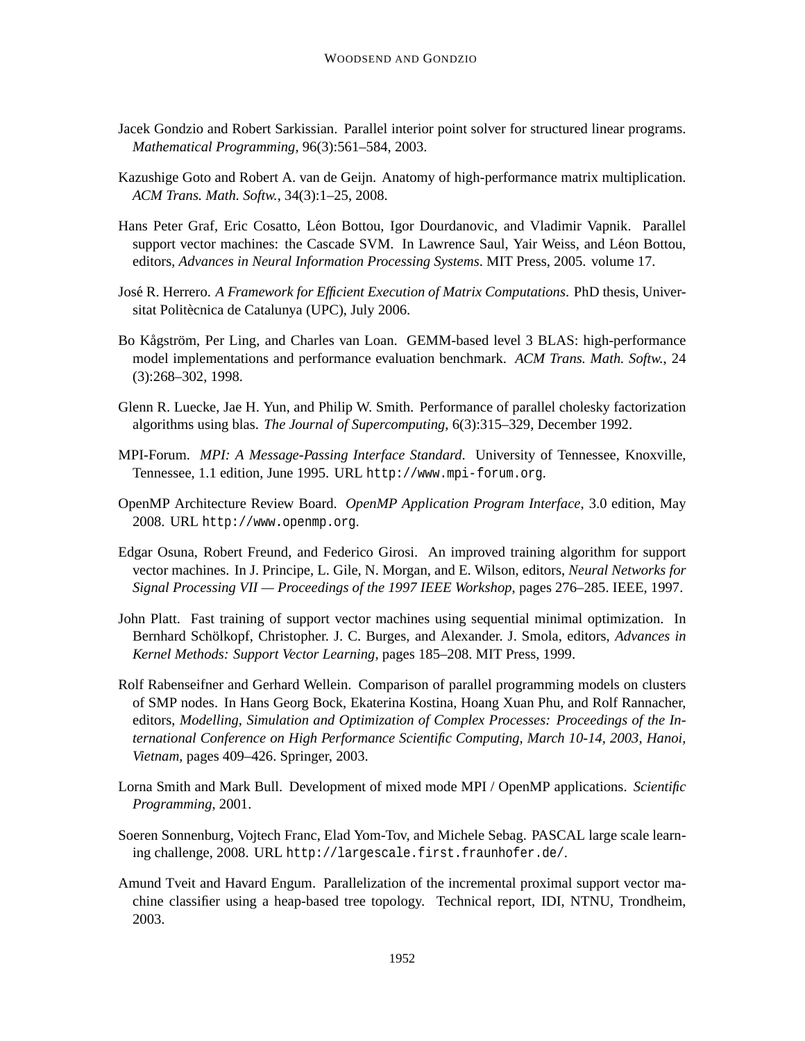Jacek Gondzio and Robert Sarkissian. Parallel interior point solver for structured linear programs. *Mathematical Programming*, 96(3):561–584, 2003.

Kazushige Goto and Robert A. van de Geijn. Anatomy of high-performance matrix multiplication. *ACM Trans. Math. Softw.*, 34(3):1–25, 2008.

Hans Peter Graf, Eric Cosatto, Léon Bottou, Igor Dourdanovic, and Vladimir Vapnik. Parallel support vector machines: the Cascade SVM. In Lawrence Saul, Yair Weiss, and Léon Bottou, editors, *Advances in Neural Information Processing Systems*. MIT Press, 2005. volume 17.

José R. Herrero. *A Framework for Efficient Execution of Matrix Computations*. PhD thesis, Universitat Politècnica de Catalunya (UPC), July 2006.

Bo Kågström, Per Ling, and Charles van Loan. GEMM-based level 3 BLAS: high-performance model implementations and performance evaluation benchmark. *ACM Trans. Math. Softw.*, 24 (3):268–302, 1998.

Glenn R. Luecke, Jae H. Yun, and Philip W. Smith. Performance of parallel cholesky factorization algorithms using blas. *The Journal of Supercomputing*, 6(3):315–329, December 1992.

MPI-Forum. *MPI: A Message-Passing Interface Standard*. University of Tennessee, Knoxville, Tennessee, 1.1 edition, June 1995. URL `http://www.mpi-forum.org`.

OpenMP Architecture Review Board. *OpenMP Application Program Interface*, 3.0 edition, May 2008. URL `http://www.openmp.org`.

Edgar Osuna, Robert Freund, and Federico Girosi. An improved training algorithm for support vector machines. In J. Principe, L. Gile, N. Morgan, and E. Wilson, editors, *Neural Networks for Signal Processing VII — Proceedings of the 1997 IEEE Workshop*, pages 276–285. IEEE, 1997.

John Platt. Fast training of support vector machines using sequential minimal optimization. In Bernhard Schölkopf, Christopher. J. C. Burges, and Alexander. J. Smola, editors, *Advances in Kernel Methods: Support Vector Learning*, pages 185–208. MIT Press, 1999.

Rolf Rabenseifner and Gerhard Wellein. Comparison of parallel programming models on clusters of SMP nodes. In Hans Georg Bock, Ekaterina Kostina, Hoang Xuan Phu, and Rolf Rannacher, editors, *Modelling, Simulation and Optimization of Complex Processes: Proceedings of the International Conference on High Performance Scientific Computing, March 10-14, 2003, Hanoi, Vietnam*, pages 409–426. Springer, 2003.

Lorna Smith and Mark Bull. Development of mixed mode MPI / OpenMP applications. *Scientific Programming*, 2001.

Soeren Sonnenburg, Vojtech Franc, Elad Yom-Tov, and Michele Sebag. PASCAL large scale learning challenge, 2008. URL `http://largescale.first.fraunhofer.de/`.

Amund Tveit and Havard Engum. Parallelization of the incremental proximal support vector machine classifier using a heap-based tree topology. Technical report, IDI, NTNU, Trondheim, 2003.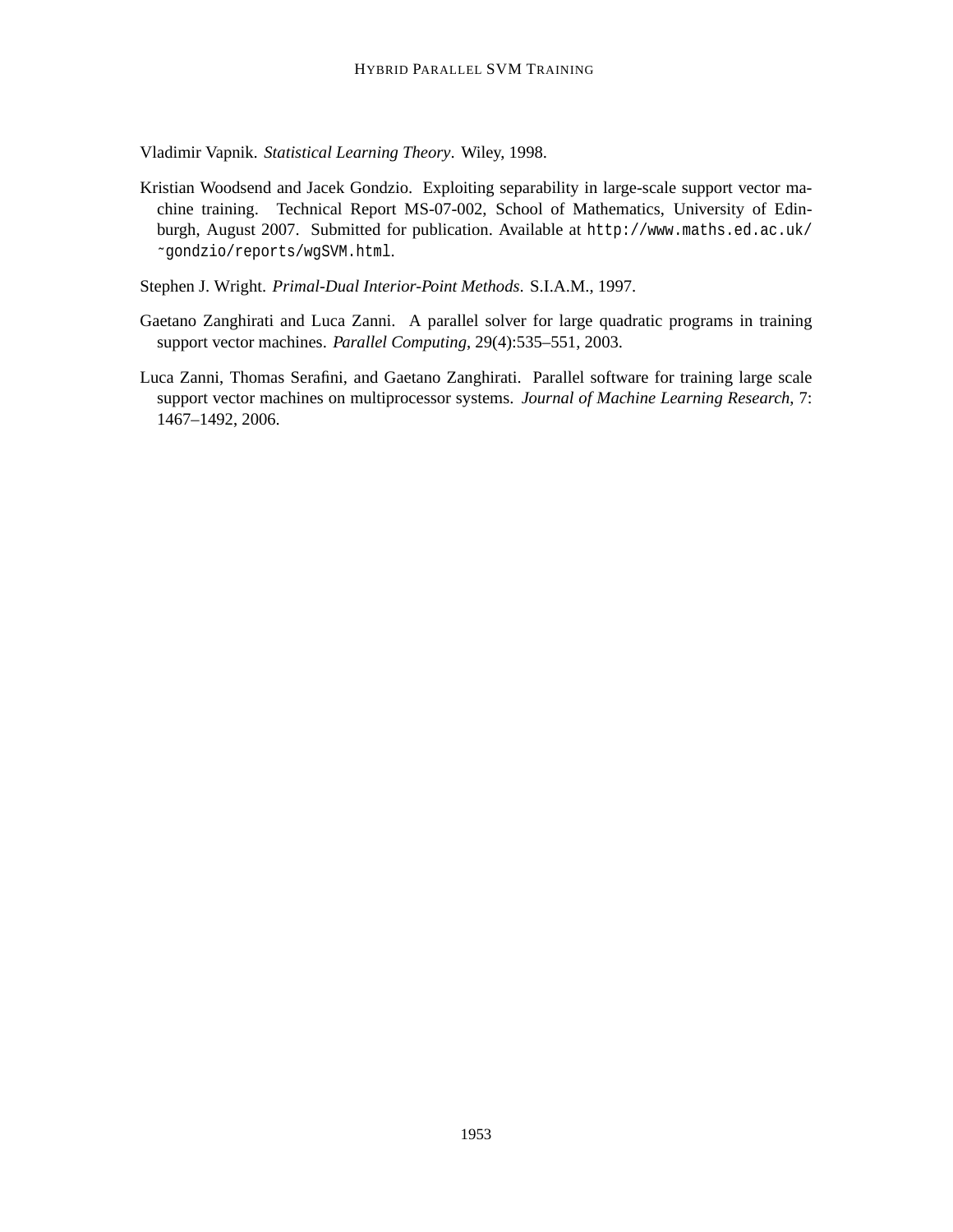Vladimir Vapnik. *Statistical Learning Theory*. Wiley, 1998.

Kristian Woodsend and Jacek Gondzio. Exploiting separability in large-scale support vector machine training. Technical Report MS-07-002, School of Mathematics, University of Edinburgh, August 2007. Submitted for publication. Available at `http://www.maths.ed.ac.uk/~gondzio/reports/wgSVM.html`.

Stephen J. Wright. *Primal-Dual Interior-Point Methods*. S.I.A.M., 1997.

Gaetano Zanghirati and Luca Zanni. A parallel solver for large quadratic programs in training support vector machines. *Parallel Computing*, 29(4):535–551, 2003.

Luca Zanni, Thomas Serafini, and Gaetano Zanghirati. Parallel software for training large scale support vector machines on multiprocessor systems. *Journal of Machine Learning Research*, 7: 1467–1492, 2006.